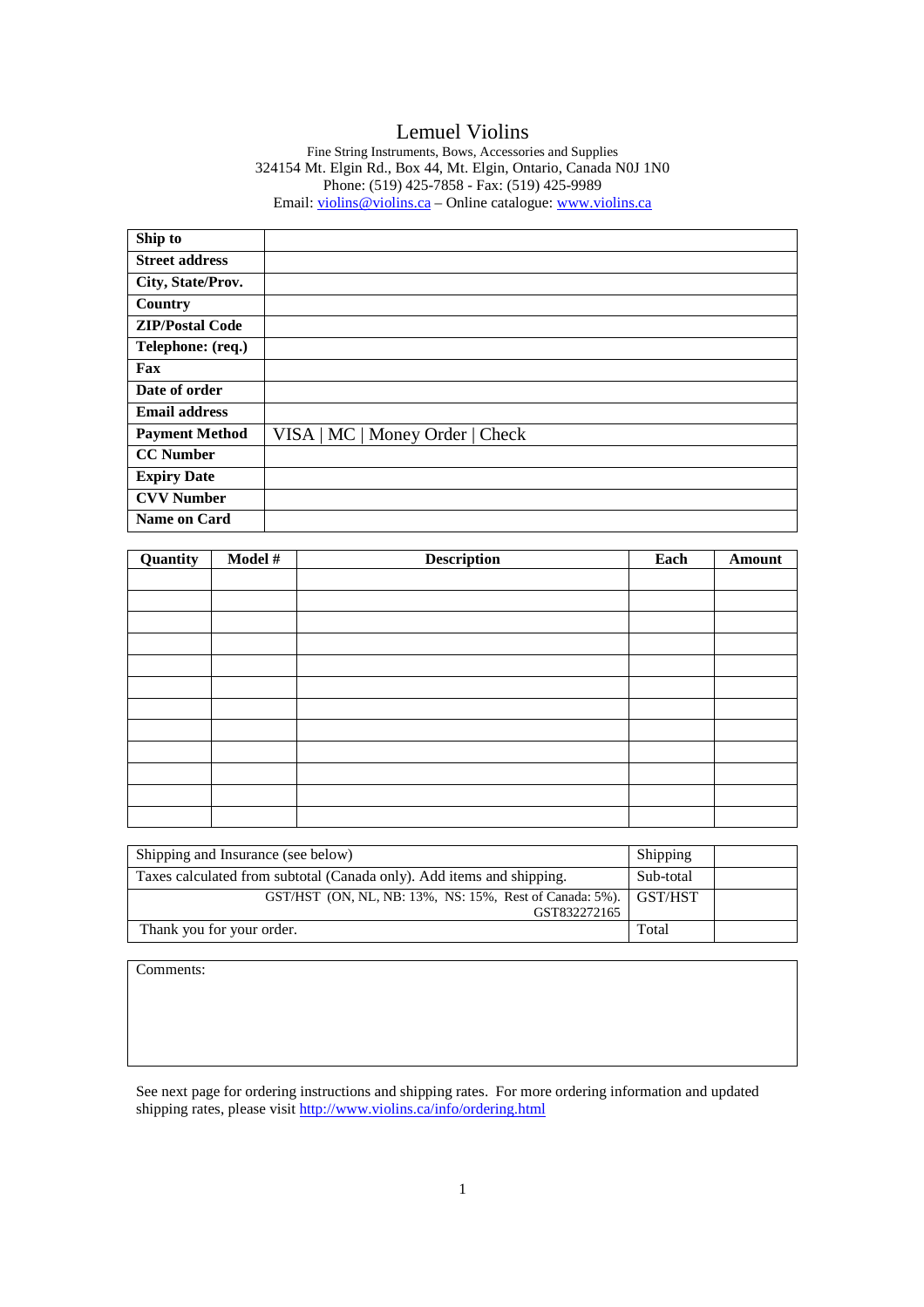# Lemuel Violins

Fine String Instruments, Bows, Accessories and Supplies
324154 Mt. Elgin Rd., Box 44, Mt. Elgin, Ontario, Canada N0J 1N0
Phone: (519) 425-7858 - Fax: (519) 425-9989
Email: violins@violins.ca – Online catalogue: www.violins.ca

| | |
|---|---|
| **Ship to** | |
| **Street address** | |
| **City, State/Prov.** | |
| **Country** | |
| **ZIP/Postal Code** | |
| **Telephone: (req.)** | |
| **Fax** | |
| **Date of order** | |
| **Email address** | |
| **Payment Method** | VISA \| MC \| Money Order \| Check |
| **CC Number** | |
| **Expiry Date** | |
| **CVV Number** | |
| **Name on Card** | |

| Quantity | Model # | Description | Each | Amount |
|---|---|---|---|---|
| | | | | |
| | | | | |
| | | | | |
| | | | | |
| | | | | |
| | | | | |
| | | | | |
| | | | | |
| | | | | |
| | | | | |
| | | | | |
| | | | | |

| | | |
|---|---|---|
| Shipping and Insurance (see below) | Shipping | |
| Taxes calculated from subtotal (Canada only). Add items and shipping. | Sub-total | |
| GST/HST (ON, NL, NB: 13%, NS: 15%, Rest of Canada: 5%). GST832272165 | GST/HST | |
| Thank you for your order. | Total | |

Comments:

See next page for ordering instructions and shipping rates. For more ordering information and updated shipping rates, please visit http://www.violins.ca/info/ordering.html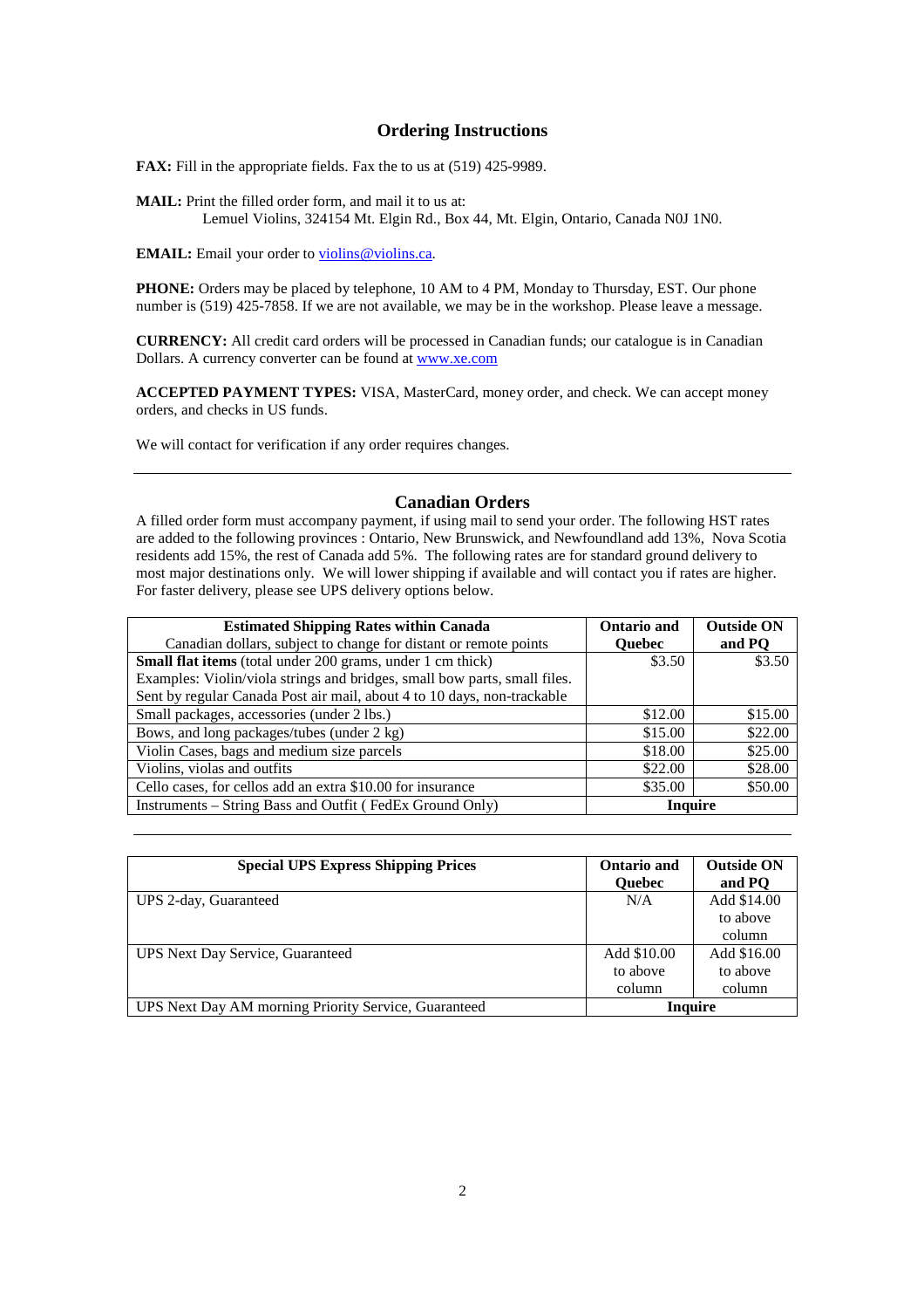## Ordering Instructions

**FAX:** Fill in the appropriate fields. Fax the to us at (519) 425-9989.

**MAIL:** Print the filled order form, and mail it to us at:
Lemuel Violins, 324154 Mt. Elgin Rd., Box 44, Mt. Elgin, Ontario, Canada N0J 1N0.

**EMAIL:** Email your order to violins@violins.ca.

**PHONE:** Orders may be placed by telephone, 10 AM to 4 PM, Monday to Thursday, EST. Our phone number is (519) 425-7858. If we are not available, we may be in the workshop. Please leave a message.

**CURRENCY:** All credit card orders will be processed in Canadian funds; our catalogue is in Canadian Dollars. A currency converter can be found at www.xe.com

**ACCEPTED PAYMENT TYPES:** VISA, MasterCard, money order, and check. We can accept money orders, and checks in US funds.

We will contact for verification if any order requires changes.

---

## Canadian Orders

A filled order form must accompany payment, if using mail to send your order. The following HST rates are added to the following provinces : Ontario, New Brunswick, and Newfoundland add 13%, Nova Scotia residents add 15%, the rest of Canada add 5%. The following rates are for standard ground delivery to most major destinations only. We will lower shipping if available and will contact you if rates are higher. For faster delivery, please see UPS delivery options below.

| **Estimated Shipping Rates within Canada** Canadian dollars, subject to change for distant or remote points | **Ontario and Quebec** | **Outside ON and PQ** |
|---|---|---|
| **Small flat items** (total under 200 grams, under 1 cm thick) Examples: Violin/viola strings and bridges, small bow parts, small files. Sent by regular Canada Post air mail, about 4 to 10 days, non-trackable | $3.50 | $3.50 |
| Small packages, accessories (under 2 lbs.) | $12.00 | $15.00 |
| Bows, and long packages/tubes (under 2 kg) | $15.00 | $22.00 |
| Violin Cases, bags and medium size parcels | $18.00 | $25.00 |
| Violins, violas and outfits | $22.00 | $28.00 |
| Cello cases, for cellos add an extra $10.00 for insurance | $35.00 | $50.00 |
| Instruments – String Bass and Outfit ( FedEx Ground Only) | **Inquire** | |

---

| **Special UPS Express Shipping Prices** | **Ontario and Quebec** | **Outside ON and PQ** |
|---|---|---|
| UPS 2-day, Guaranteed | N/A | Add $14.00 to above column |
| UPS Next Day Service, Guaranteed | Add $10.00 to above column | Add $16.00 to above column |
| UPS Next Day AM morning Priority Service, Guaranteed | **Inquire** | |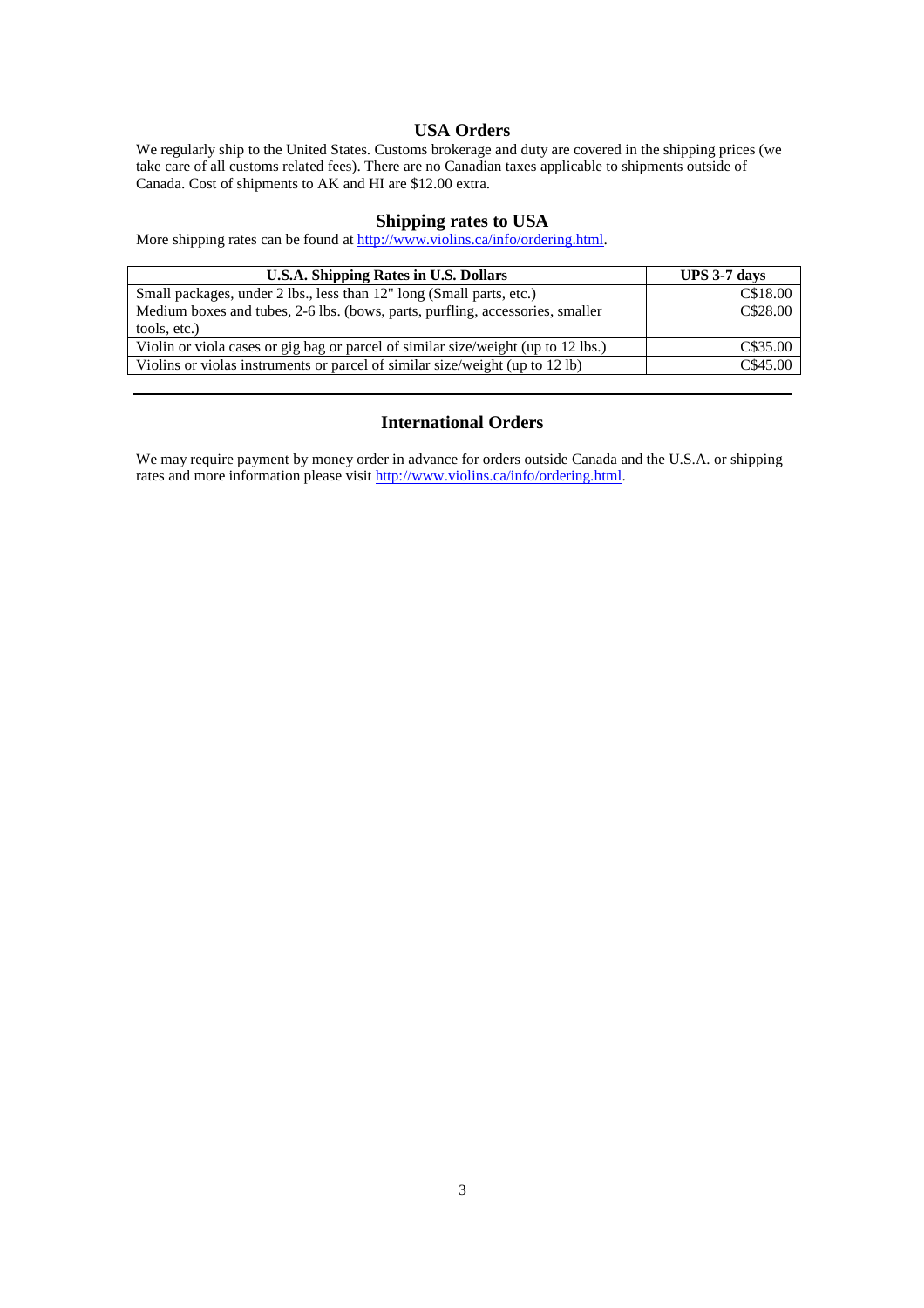## USA Orders

We regularly ship to the United States. Customs brokerage and duty are covered in the shipping prices (we take care of all customs related fees). There are no Canadian taxes applicable to shipments outside of Canada. Cost of shipments to AK and HI are $12.00 extra.

## Shipping rates to USA

More shipping rates can be found at http://www.violins.ca/info/ordering.html.

| U.S.A. Shipping Rates in U.S. Dollars | UPS 3-7 days |
|---|---|
| Small packages, under 2 lbs., less than 12" long (Small parts, etc.) | C$18.00 |
| Medium boxes and tubes, 2-6 lbs. (bows, parts, purfling, accessories, smaller tools, etc.) | C$28.00 |
| Violin or viola cases or gig bag or parcel of similar size/weight (up to 12 lbs.) | C$35.00 |
| Violins or violas instruments or parcel of similar size/weight (up to 12 lb) | C$45.00 |

---

## International Orders

We may require payment by money order in advance for orders outside Canada and the U.S.A. or shipping rates and more information please visit http://www.violins.ca/info/ordering.html.